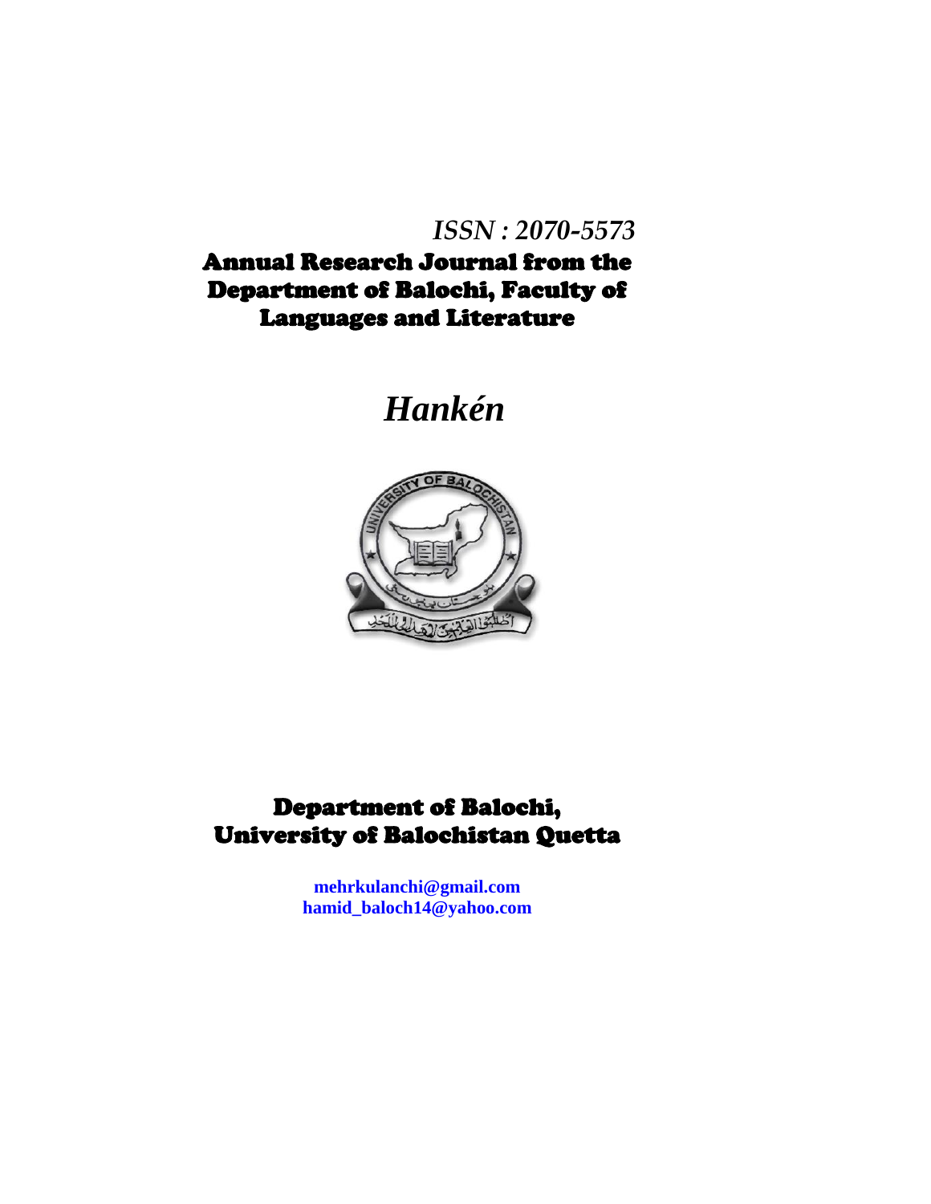*ISSN : 2070-5573*

**Annual Research Journal from the Department of Balochi, Faculty of Languages and Literature**

# *Hankén*

**Department of Balochi, University of Balochistan Quetta**

**mehrkulanchi@gmail.com**
**hamid_baloch14@yahoo.com**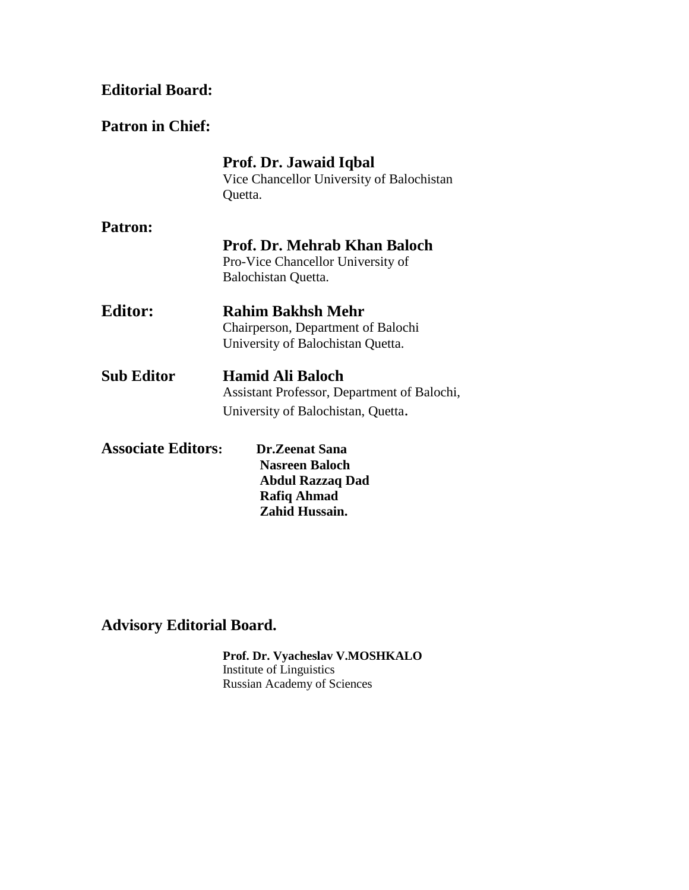**Editorial Board:**

**Patron in Chief:**

**Prof. Dr. Jawaid Iqbal**
Vice Chancellor University of Balochistan
Quetta.

**Patron:**

**Prof. Dr. Mehrab Khan Baloch**
Pro-Vice Chancellor University of
Balochistan Quetta.

**Editor:** **Rahim Bakhsh Mehr**
Chairperson, Department of Balochi
University of Balochistan Quetta.

**Sub Editor** **Hamid Ali Baloch**
Assistant Professor, Department of Balochi,
University of Balochistan, Quetta.

**Associate Editors:** **Dr.Zeenat Sana**
**Nasreen Baloch**
**Abdul Razzaq Dad**
**Rafiq Ahmad**
**Zahid Hussain.**

**Advisory Editorial Board.**

**Prof. Dr. Vyacheslav V.MOSHKALO**
Institute of Linguistics
Russian Academy of Sciences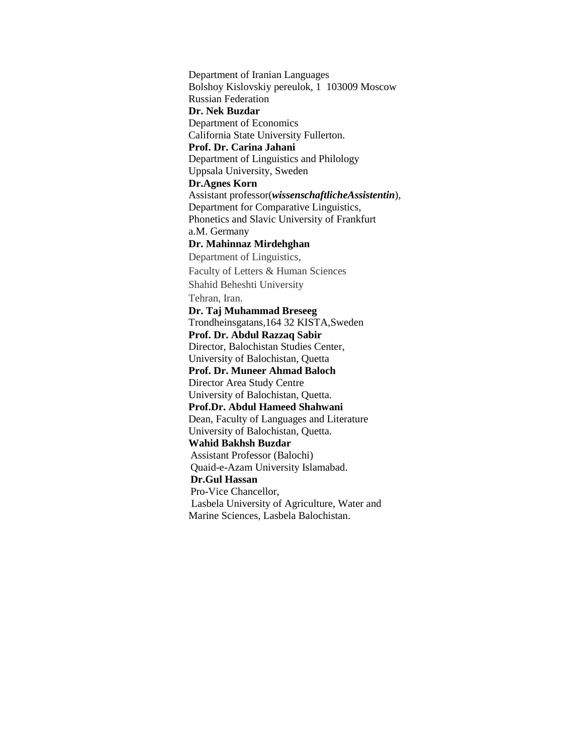Department of Iranian Languages
Bolshoy Kislovskiy pereulok, 1 103009 Moscow
Russian Federation

**Dr. Nek Buzdar**
Department of Economics
California State University Fullerton.

**Prof. Dr. Carina Jahani**
Department of Linguistics and Philology
Uppsala University, Sweden

**Dr.Agnes Korn**
Assistant professor(***wissenschaftlicheAssistentin***),
Department for Comparative Linguistics,
Phonetics and Slavic University of Frankfurt
a.M. Germany

**Dr. Mahinnaz Mirdehghan**
Department of Linguistics,
Faculty of Letters & Human Sciences
Shahid Beheshti University
Tehran, Iran.

**Dr. Taj Muhammad Breseeg**
Trondheinsgatans,164 32 KISTA,Sweden

**Prof. Dr. Abdul Razzaq Sabir**
Director, Balochistan Studies Center,
University of Balochistan, Quetta

**Prof. Dr. Muneer Ahmad Baloch**
Director Area Study Centre
University of Balochistan, Quetta.

**Prof.Dr. Abdul Hameed Shahwani**
Dean, Faculty of Languages and Literature
University of Balochistan, Quetta.

**Wahid Bakhsh Buzdar**
Assistant Professor (Balochi)
Quaid-e-Azam University Islamabad.

**Dr.Gul Hassan**
Pro-Vice Chancellor,
Lasbela University of Agriculture, Water and
Marine Sciences, Lasbela Balochistan.